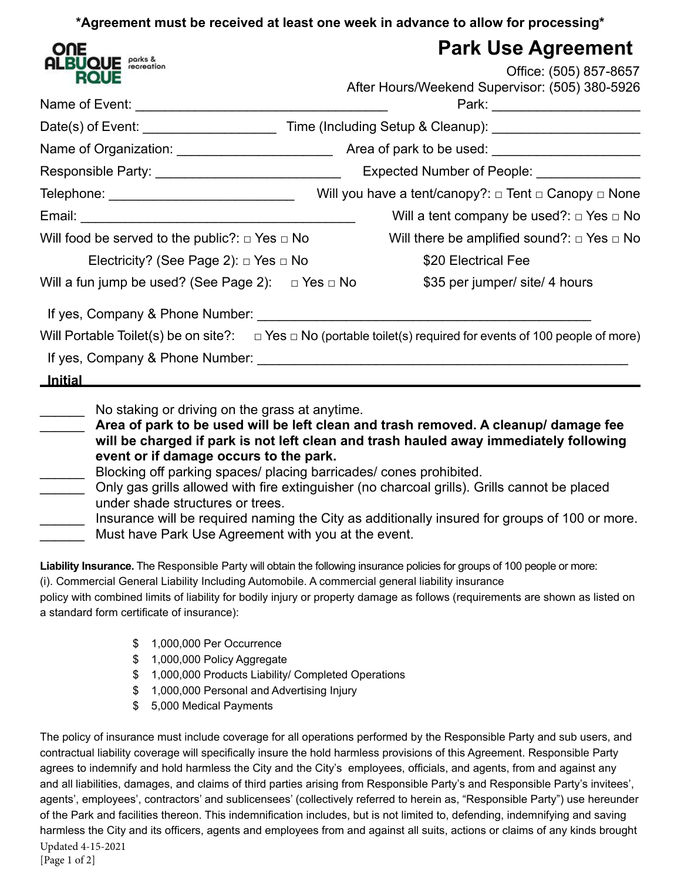**\*Agreement must be received at least one week in advance to allow for processing\***

ONE ALBUQUERQUE parks & recreation

# Park Use Agreement

Office: (505) 857-8657
After Hours/Weekend Supervisor: (505) 380-5926

Name of Event: _________________________________ Park: ___________________

Date(s) of Event: _________________ Time (Including Setup & Cleanup): ___________________

Name of Organization: ____________________ Area of park to be used: ___________________

Responsible Party: ________________________ Expected Number of People: ______________

Telephone: ________________________ Will you have a tent/canopy?: □ Tent □ Canopy □ None

Email: ____________________________________ Will a tent company be used?: □ Yes □ No

Will food be served to the public?: □ Yes □ No Will there be amplified sound?: □ Yes □ No

Electricity? (See Page 2): □ Yes □ No $20 Electrical Fee

Will a fun jump be used? (See Page 2): □ Yes □ No $35 per jumper/ site/ 4 hours

If yes, Company & Phone Number: ___________________________________________

Will Portable Toilet(s) be on site?: □ Yes □ No (portable toilet(s) required for events of 100 people of more)

If yes, Company & Phone Number: ________________________________________________

**Initial**

______ No staking or driving on the grass at anytime.

______ **Area of park to be used will be left clean and trash removed. A cleanup/ damage fee will be charged if park is not left clean and trash hauled away immediately following event or if damage occurs to the park.**

______ Blocking off parking spaces/ placing barricades/ cones prohibited.

______ Only gas grills allowed with fire extinguisher (no charcoal grills). Grills cannot be placed under shade structures or trees.

______ Insurance will be required naming the City as additionally insured for groups of 100 or more.

______ Must have Park Use Agreement with you at the event.

**Liability Insurance.** The Responsible Party will obtain the following insurance policies for groups of 100 people or more:
(i). Commercial General Liability Including Automobile. A commercial general liability insurance policy with combined limits of liability for bodily injury or property damage as follows (requirements are shown as listed on a standard form certificate of insurance):

- $ 1,000,000 Per Occurrence
- $ 1,000,000 Policy Aggregate
- $ 1,000,000 Products Liability/ Completed Operations
- $ 1,000,000 Personal and Advertising Injury
- $ 5,000 Medical Payments

The policy of insurance must include coverage for all operations performed by the Responsible Party and sub users, and contractual liability coverage will specifically insure the hold harmless provisions of this Agreement. Responsible Party agrees to indemnify and hold harmless the City and the City's employees, officials, and agents, from and against any and all liabilities, damages, and claims of third parties arising from Responsible Party's and Responsible Party's invitees', agents', employees', contractors' and sublicensees' (collectively referred to herein as, "Responsible Party") use hereunder of the Park and facilities thereon. This indemnification includes, but is not limited to, defending, indemnifying and saving harmless the City and its officers, agents and employees from and against all suits, actions or claims of any kinds brought

Updated 4-15-2021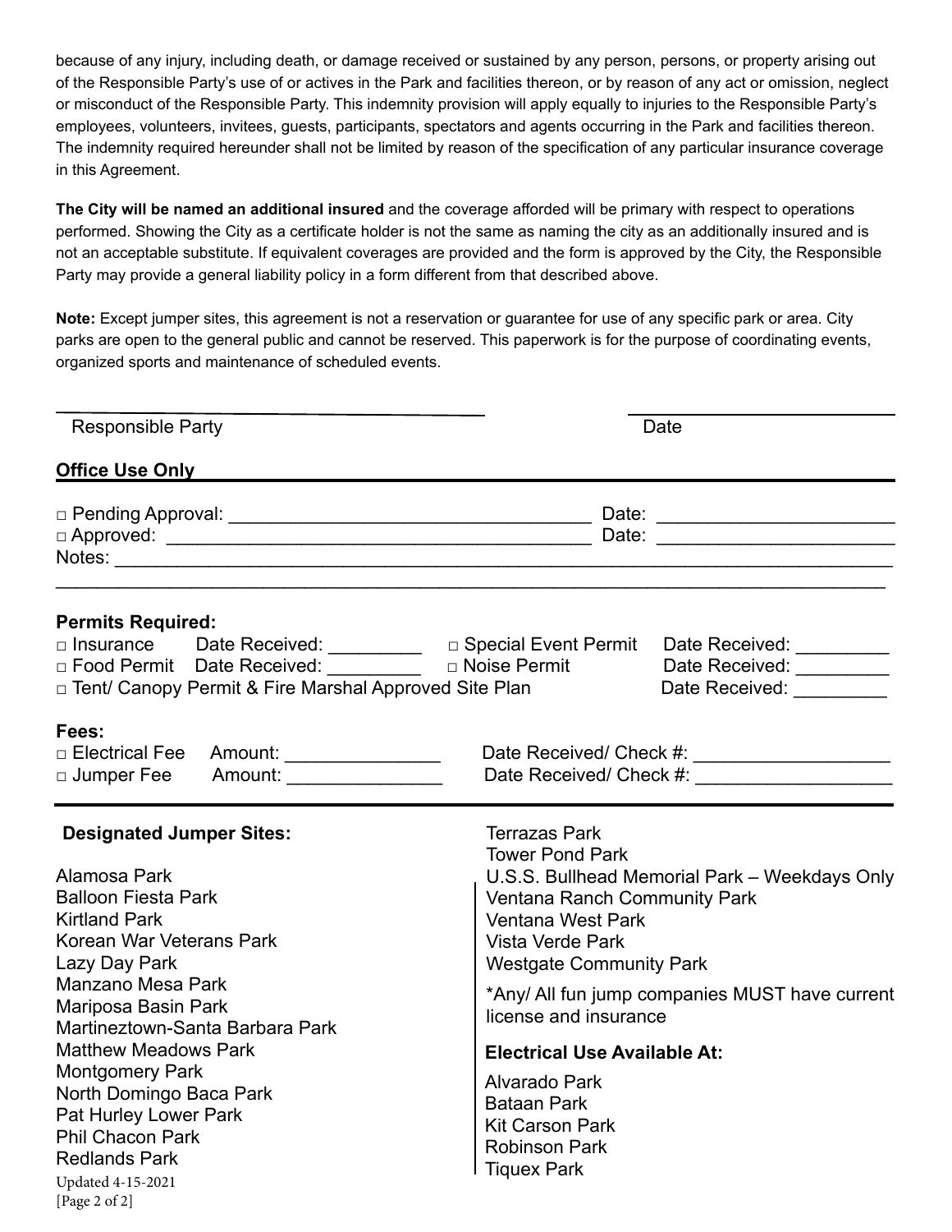because of any injury, including death, or damage received or sustained by any person, persons, or property arising out of the Responsible Party's use of or actives in the Park and facilities thereon, or by reason of any act or omission, neglect or misconduct of the Responsible Party. This indemnity provision will apply equally to injuries to the Responsible Party's employees, volunteers, invitees, guests, participants, spectators and agents occurring in the Park and facilities thereon. The indemnity required hereunder shall not be limited by reason of the specification of any particular insurance coverage in this Agreement.

**The City will be named an additional insured** and the coverage afforded will be primary with respect to operations performed. Showing the City as a certificate holder is not the same as naming the city as an additionally insured and is not an acceptable substitute. If equivalent coverages are provided and the form is approved by the City, the Responsible Party may provide a general liability policy in a form different from that described above.

**Note:** Except jumper sites, this agreement is not a reservation or guarantee for use of any specific park or area. City parks are open to the general public and cannot be reserved. This paperwork is for the purpose of coordinating events, organized sports and maintenance of scheduled events.

______________________________ ______________________

Responsible Party Date

**Office Use Only**

□ Pending Approval: ______________________________ Date: ______________________
□ Approved: ______________________________ Date: ______________________
Notes: ____________________________________________________________________
__________________________________________________________________________

**Permits Required:**

□ Insurance Date Received: _________ □ Special Event Permit Date Received: _________
□ Food Permit Date Received: _________ □ Noise Permit Date Received: _________
□ Tent/ Canopy Permit & Fire Marshal Approved Site Plan Date Received: _________

**Fees:**

□ Electrical Fee Amount: _______________ Date Received/ Check #: ___________________
□ Jumper Fee Amount: _______________ Date Received/ Check #: ___________________

**Designated Jumper Sites:**

Alamosa Park
Balloon Fiesta Park
Kirtland Park
Korean War Veterans Park
Lazy Day Park
Manzano Mesa Park
Mariposa Basin Park
Martineztown-Santa Barbara Park
Matthew Meadows Park
Montgomery Park
North Domingo Baca Park
Pat Hurley Lower Park
Phil Chacon Park
Redlands Park
Terrazas Park
Tower Pond Park
U.S.S. Bullhead Memorial Park – Weekdays Only
Ventana Ranch Community Park
Ventana West Park
Vista Verde Park
Westgate Community Park

*Any/ All fun jump companies MUST have current license and insurance

**Electrical Use Available At:**

Alvarado Park
Bataan Park
Kit Carson Park
Robinson Park
Tiquex Park

Updated 4-15-2021